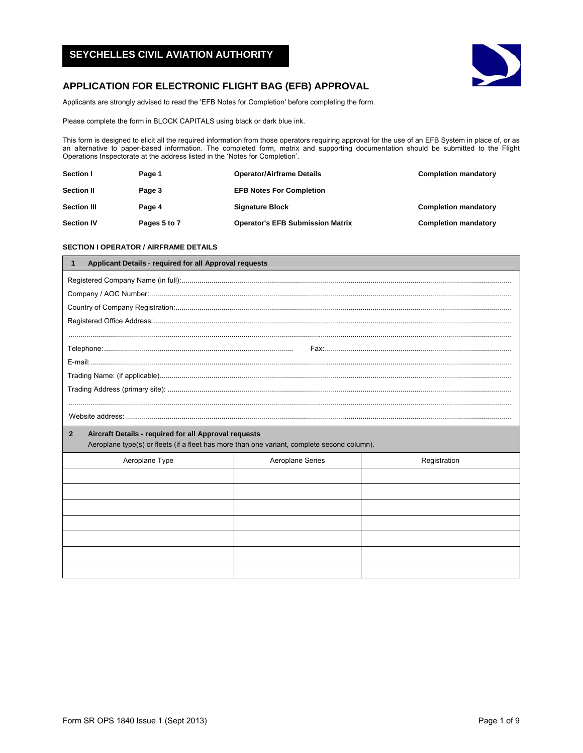# SEYCHELLES CIVIL AVIATION AUTHORITY

## APPLICATION FOR ELECTRONIC FLIGHT BAG (EFB) APPROVAL

Applicants are strongly advised to read the 'EFB Notes for Completion' before completing the form.

Please complete the form in BLOCK CAPITALS using black or dark blue ink.

This form is designed to elicit all the required information from those operators requiring approval for the use of an EFB System in place of, or as an alternative to paper-based information. The completed form, matrix and supporting documentation should be submitted to the Flight Operations Inspectorate at the address listed in the 'Notes for Completion'.

| | | | |
|---|---|---|---|
| **Section I** | **Page 1** | **Operator/Airframe Details** | **Completion mandatory** |
| **Section II** | **Page 3** | **EFB Notes For Completion** | |
| **Section III** | **Page 4** | **Signature Block** | **Completion mandatory** |
| **Section IV** | **Pages 5 to 7** | **Operator's EFB Submission Matrix** | **Completion mandatory** |

### SECTION I OPERATOR / AIRFRAME DETAILS

**1 Applicant Details - required for all Approval requests**

Registered Company Name (in full):...........................................................................

Company / AOC Number:...........................................................................

Country of Company Registration:...........................................................................

Registered Office Address:...........................................................................

...........................................................................

Telephone:........................................ Fax:........................................

E-mail:...........................................................................

Trading Name: (if applicable)...........................................................................

Trading Address (primary site): ...........................................................................

...........................................................................

Website address: ...........................................................................

**2 Aircraft Details - required for all Approval requests**

Aeroplane type(s) or fleets (if a fleet has more than one variant, complete second column).

| Aeroplane Type | Aeroplane Series | Registration |
|---|---|---|
| | | |
| | | |
| | | |
| | | |
| | | |
| | | |
| | | |

Form SR OPS 1840 Issue 1 (Sept 2013)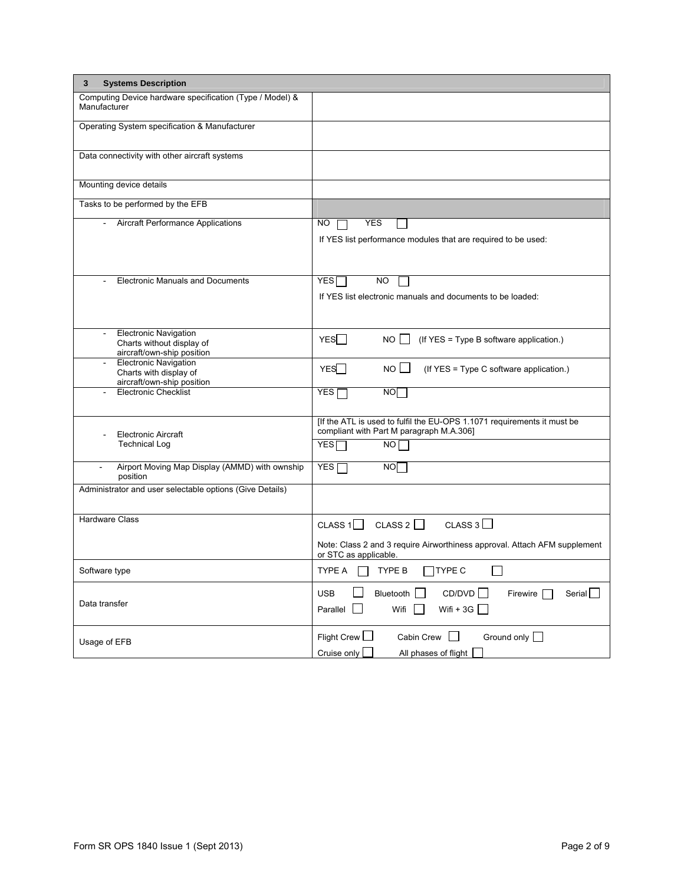| 3 Systems Description | |
|---|---|
| Computing Device hardware specification (Type / Model) & Manufacturer | |
| Operating System specification & Manufacturer | |
| Data connectivity with other aircraft systems | |
| Mounting device details | |
| Tasks to be performed by the EFB | |
| - Aircraft Performance Applications | NO ☐ YES ☐<br>If YES list performance modules that are required to be used: |
| - Electronic Manuals and Documents | YES ☐ NO ☐<br>If YES list electronic manuals and documents to be loaded: |
| - Electronic Navigation Charts without display of aircraft/own-ship position | YES ☐ NO ☐ (If YES = Type B software application.) |
| - Electronic Navigation Charts with display of aircraft/own-ship position | YES ☐ NO ☐ (If YES = Type C software application.) |
| - Electronic Checklist | YES ☐ NO ☐ |
| - Electronic Aircraft Technical Log | [If the ATL is used to fulfil the EU-OPS 1.1071 requirements it must be compliant with Part M paragraph M.A.306]<br>YES ☐ NO ☐ |
| - Airport Moving Map Display (AMMD) with ownship position | YES ☐ NO ☐ |
| Administrator and user selectable options (Give Details) | |
| Hardware Class | CLASS 1 ☐ CLASS 2 ☐ CLASS 3 ☐<br>Note: Class 2 and 3 require Airworthiness approval. Attach AFM supplement or STC as applicable. |
| Software type | TYPE A ☐ TYPE B ☐ TYPE C ☐ |
| Data transfer | USB ☐ Bluetooth ☐ CD/DVD ☐ Firewire ☐ Serial ☐<br>Parallel ☐ Wifi ☐ Wifi + 3G ☐ |
| Usage of EFB | Flight Crew ☐ Cabin Crew ☐ Ground only ☐<br>Cruise only ☐ All phases of flight ☐ |

Form SR OPS 1840 Issue 1 (Sept 2013)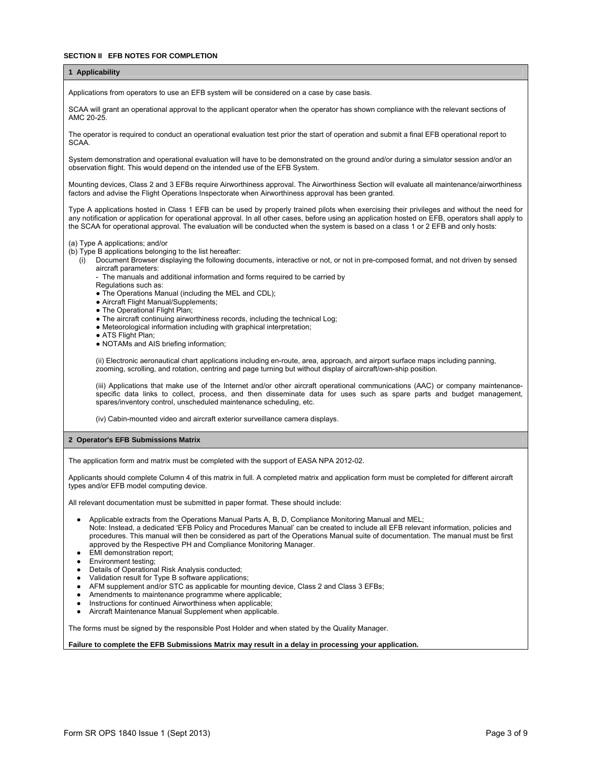## SECTION II EFB NOTES FOR COMPLETION

### 1 Applicability

Applications from operators to use an EFB system will be considered on a case by case basis.

SCAA will grant an operational approval to the applicant operator when the operator has shown compliance with the relevant sections of AMC 20-25.

The operator is required to conduct an operational evaluation test prior the start of operation and submit a final EFB operational report to SCAA.

System demonstration and operational evaluation will have to be demonstrated on the ground and/or during a simulator session and/or an observation flight. This would depend on the intended use of the EFB System.

Mounting devices, Class 2 and 3 EFBs require Airworthiness approval. The Airworthiness Section will evaluate all maintenance/airworthiness factors and advise the Flight Operations Inspectorate when Airworthiness approval has been granted.

Type A applications hosted in Class 1 EFB can be used by properly trained pilots when exercising their privileges and without the need for any notification or application for operational approval. In all other cases, before using an application hosted on EFB, operators shall apply to the SCAA for operational approval. The evaluation will be conducted when the system is based on a class 1 or 2 EFB and only hosts:

(a) Type A applications; and/or

(b) Type B applications belonging to the list hereafter:

(i) Document Browser displaying the following documents, interactive or not, or not in pre-composed format, and not driven by sensed aircraft parameters:

- The manuals and additional information and forms required to be carried by Regulations such as:
  - The Operations Manual (including the MEL and CDL);
  - Aircraft Flight Manual/Supplements;
  - The Operational Flight Plan;
  - The aircraft continuing airworthiness records, including the technical Log;
  - Meteorological information including with graphical interpretation;
  - ATS Flight Plan;
  - NOTAMs and AIS briefing information;

(ii) Electronic aeronautical chart applications including en-route, area, approach, and airport surface maps including panning, zooming, scrolling, and rotation, centring and page turning but without display of aircraft/own-ship position.

(iii) Applications that make use of the Internet and/or other aircraft operational communications (AAC) or company maintenance-specific data links to collect, process, and then disseminate data for uses such as spare parts and budget management, spares/inventory control, unscheduled maintenance scheduling, etc.

(iv) Cabin-mounted video and aircraft exterior surveillance camera displays.

### 2 Operator's EFB Submissions Matrix

The application form and matrix must be completed with the support of EASA NPA 2012-02.

Applicants should complete Column 4 of this matrix in full. A completed matrix and application form must be completed for different aircraft types and/or EFB model computing device.

All relevant documentation must be submitted in paper format. These should include:

- Applicable extracts from the Operations Manual Parts A, B, D, Compliance Monitoring Manual and MEL;
  Note: Instead, a dedicated 'EFB Policy and Procedures Manual' can be created to include all EFB relevant information, policies and procedures. This manual will then be considered as part of the Operations Manual suite of documentation. The manual must be first approved by the Respective PH and Compliance Monitoring Manager.
- EMI demonstration report;
- Environment testing;
- Details of Operational Risk Analysis conducted;
- Validation result for Type B software applications;
- AFM supplement and/or STC as applicable for mounting device, Class 2 and Class 3 EFBs;
- Amendments to maintenance programme where applicable;
- Instructions for continued Airworthiness when applicable;
- Aircraft Maintenance Manual Supplement when applicable.

The forms must be signed by the responsible Post Holder and when stated by the Quality Manager.

**Failure to complete the EFB Submissions Matrix may result in a delay in processing your application.**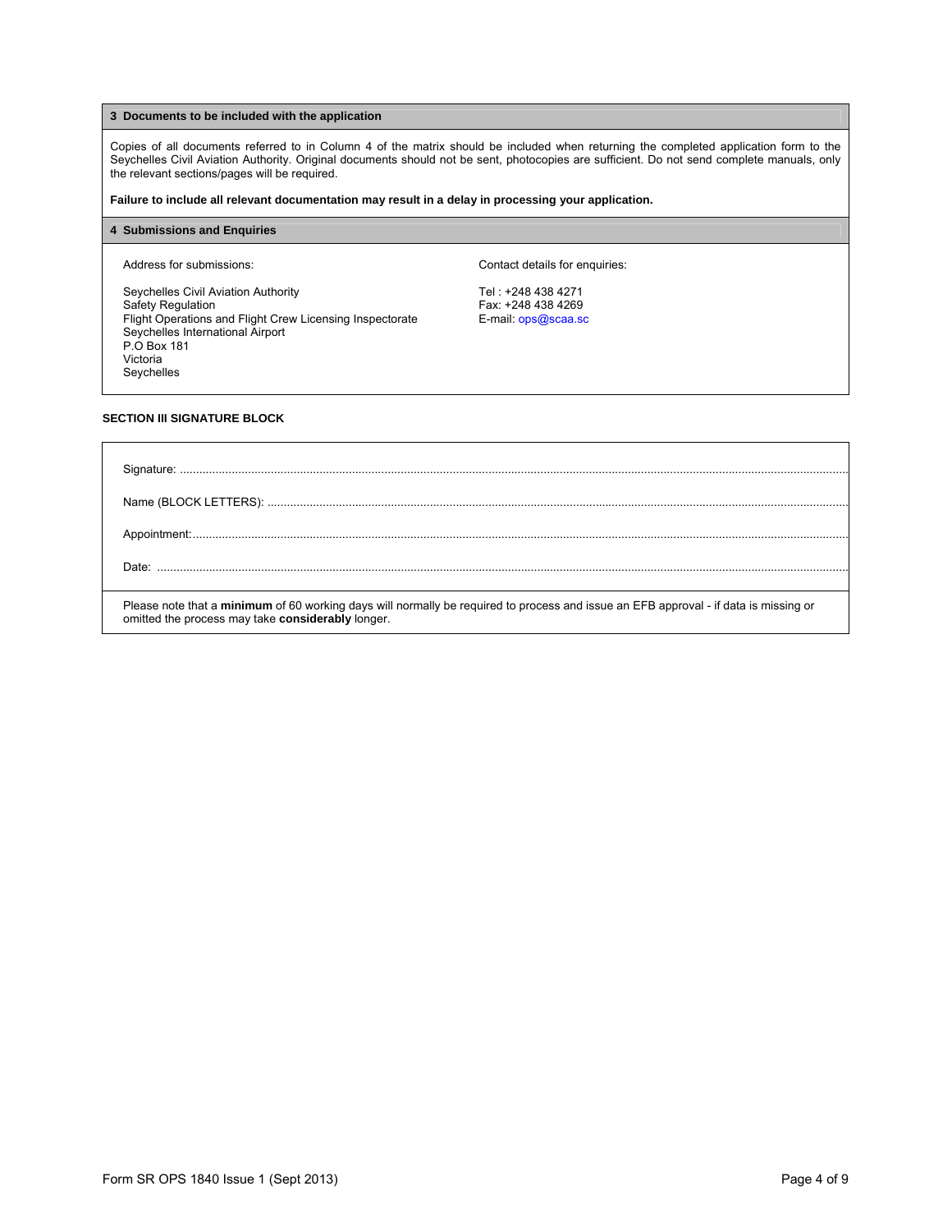## 3 Documents to be included with the application

Copies of all documents referred to in Column 4 of the matrix should be included when returning the completed application form to the Seychelles Civil Aviation Authority. Original documents should not be sent, photocopies are sufficient. Do not send complete manuals, only the relevant sections/pages will be required.

**Failure to include all relevant documentation may result in a delay in processing your application.**

## 4 Submissions and Enquiries

Address for submissions:

Seychelles Civil Aviation Authority
Safety Regulation
Flight Operations and Flight Crew Licensing Inspectorate
Seychelles International Airport
P.O Box 181
Victoria
Seychelles

Contact details for enquiries:

Tel : +248 438 4271
Fax: +248 438 4269
E-mail: ops@scaa.sc

### SECTION III SIGNATURE BLOCK

Signature: ..............................................................................................................................................

Name (BLOCK LETTERS): ......................................................................................................................

Appointment:..........................................................................................................................................

Date: ......................................................................................................................................................

Please note that a **minimum** of 60 working days will normally be required to process and issue an EFB approval - if data is missing or omitted the process may take **considerably** longer.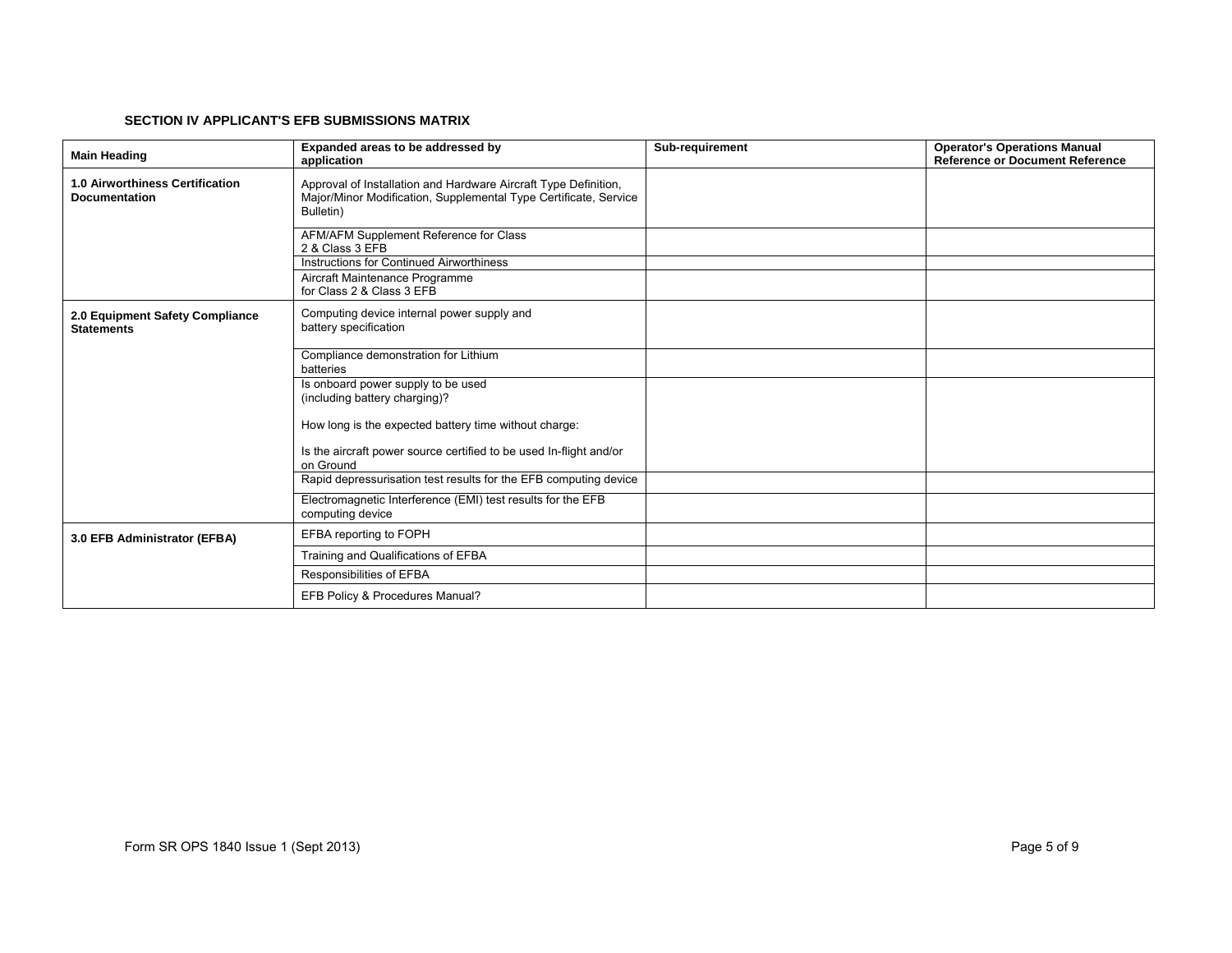### SECTION IV APPLICANT'S EFB SUBMISSIONS MATRIX

| Main Heading | Expanded areas to be addressed by application | Sub-requirement | Operator's Operations Manual Reference or Document Reference |
|---|---|---|---|
| **1.0 Airworthiness Certification Documentation** | Approval of Installation and Hardware Aircraft Type Definition, Major/Minor Modification, Supplemental Type Certificate, Service Bulletin) | | |
| | AFM/AFM Supplement Reference for Class 2 & Class 3 EFB | | |
| | Instructions for Continued Airworthiness | | |
| | Aircraft Maintenance Programme for Class 2 & Class 3 EFB | | |
| **2.0 Equipment Safety Compliance Statements** | Computing device internal power supply and battery specification | | |
| | Compliance demonstration for Lithium batteries | | |
| | Is onboard power supply to be used (including battery charging)?<br><br>How long is the expected battery time without charge:<br><br>Is the aircraft power source certified to be used In-flight and/or on Ground | | |
| | Rapid depressurisation test results for the EFB computing device | | |
| | Electromagnetic Interference (EMI) test results for the EFB computing device | | |
| **3.0 EFB Administrator (EFBA)** | EFBA reporting to FOPH | | |
| | Training and Qualifications of EFBA | | |
| | Responsibilities of EFBA | | |
| | EFB Policy & Procedures Manual? | | |

Form SR OPS 1840 Issue 1 (Sept 2013)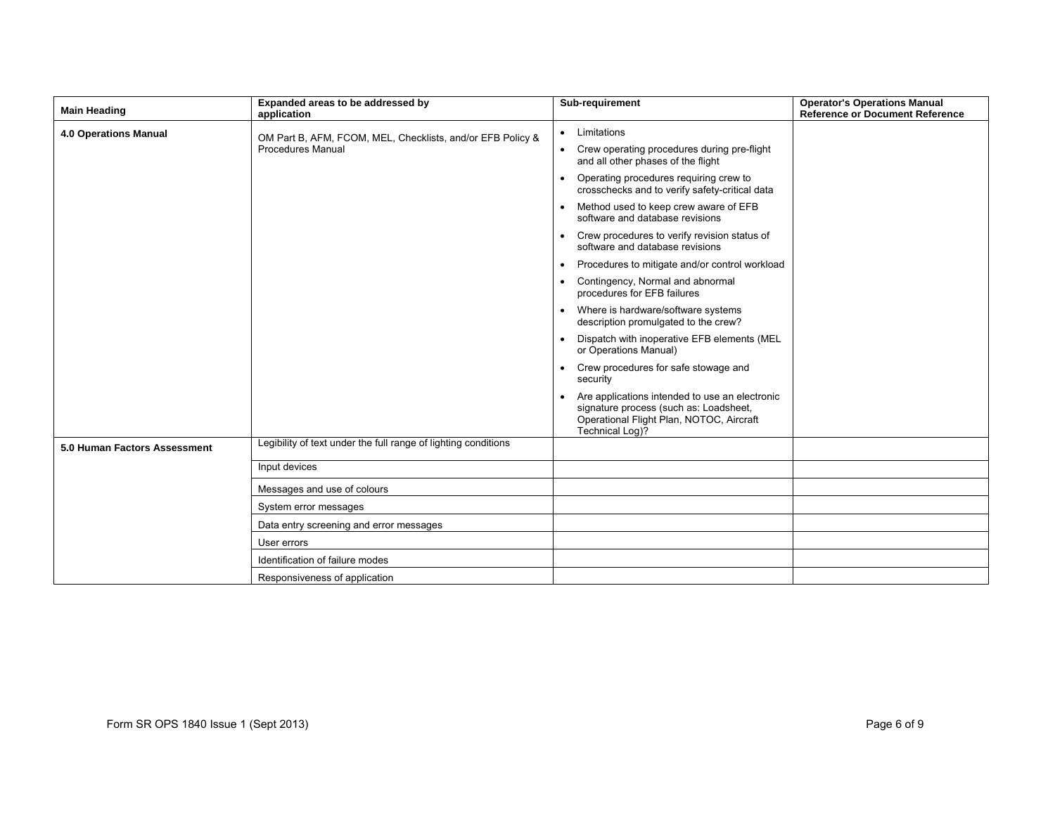| Main Heading | Expanded areas to be addressed by application | Sub-requirement | Operator's Operations Manual Reference or Document Reference |
|---|---|---|---|
| **4.0 Operations Manual** | OM Part B, AFM, FCOM, MEL, Checklists, and/or EFB Policy & Procedures Manual | • Limitations<br>• Crew operating procedures during pre-flight and all other phases of the flight<br>• Operating procedures requiring crew to crosschecks and to verify safety-critical data<br>• Method used to keep crew aware of EFB software and database revisions<br>• Crew procedures to verify revision status of software and database revisions<br>• Procedures to mitigate and/or control workload<br>• Contingency, Normal and abnormal procedures for EFB failures<br>• Where is hardware/software systems description promulgated to the crew?<br>• Dispatch with inoperative EFB elements (MEL or Operations Manual)<br>• Crew procedures for safe stowage and security<br>• Are applications intended to use an electronic signature process (such as: Loadsheet, Operational Flight Plan, NOTOC, Aircraft Technical Log)? | |
| **5.0 Human Factors Assessment** | Legibility of text under the full range of lighting conditions | | |
| | Input devices | | |
| | Messages and use of colours | | |
| | System error messages | | |
| | Data entry screening and error messages | | |
| | User errors | | |
| | Identification of failure modes | | |
| | Responsiveness of application | | |

Form SR OPS 1840 Issue 1 (Sept 2013)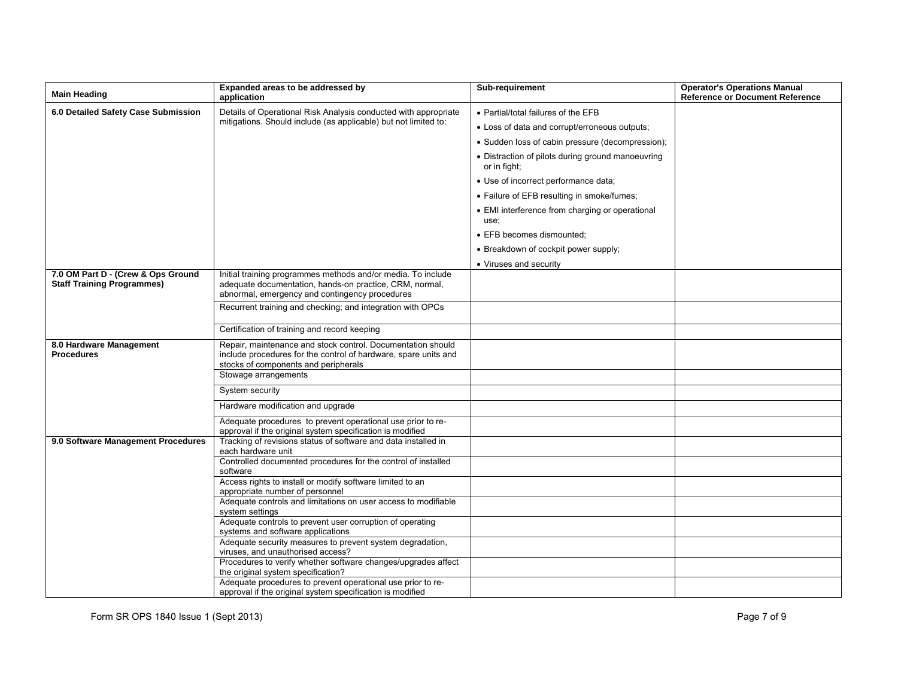| Main Heading | Expanded areas to be addressed by application | Sub-requirement | Operator's Operations Manual Reference or Document Reference |
|---|---|---|---|
| **6.0 Detailed Safety Case Submission** | Details of Operational Risk Analysis conducted with appropriate mitigations. Should include (as applicable) but not limited to: | • Partial/total failures of the EFB<br>• Loss of data and corrupt/erroneous outputs;<br>• Sudden loss of cabin pressure (decompression);<br>• Distraction of pilots during ground manoeuvring or in fight;<br>• Use of incorrect performance data;<br>• Failure of EFB resulting in smoke/fumes;<br>• EMI interference from charging or operational use;<br>• EFB becomes dismounted;<br>• Breakdown of cockpit power supply;<br>• Viruses and security | |
| **7.0 OM Part D - (Crew & Ops Ground Staff Training Programmes)** | Initial training programmes methods and/or media. To include adequate documentation, hands-on practice, CRM, normal, abnormal, emergency and contingency procedures | | |
| | Recurrent training and checking; and integration with OPCs | | |
| | Certification of training and record keeping | | |
| **8.0 Hardware Management Procedures** | Repair, maintenance and stock control. Documentation should include procedures for the control of hardware, spare units and stocks of components and peripherals | | |
| | Stowage arrangements | | |
| | System security | | |
| | Hardware modification and upgrade | | |
| | Adequate procedures to prevent operational use prior to re-approval if the original system specification is modified | | |
| **9.0 Software Management Procedures** | Tracking of revisions status of software and data installed in each hardware unit | | |
| | Controlled documented procedures for the control of installed software | | |
| | Access rights to install or modify software limited to an appropriate number of personnel | | |
| | Adequate controls and limitations on user access to modifiable system settings | | |
| | Adequate controls to prevent user corruption of operating systems and software applications | | |
| | Adequate security measures to prevent system degradation, viruses, and unauthorised access? | | |
| | Procedures to verify whether software changes/upgrades affect the original system specification? | | |
| | Adequate procedures to prevent operational use prior to re-approval if the original system specification is modified | | |

Form SR OPS 1840 Issue 1 (Sept 2013)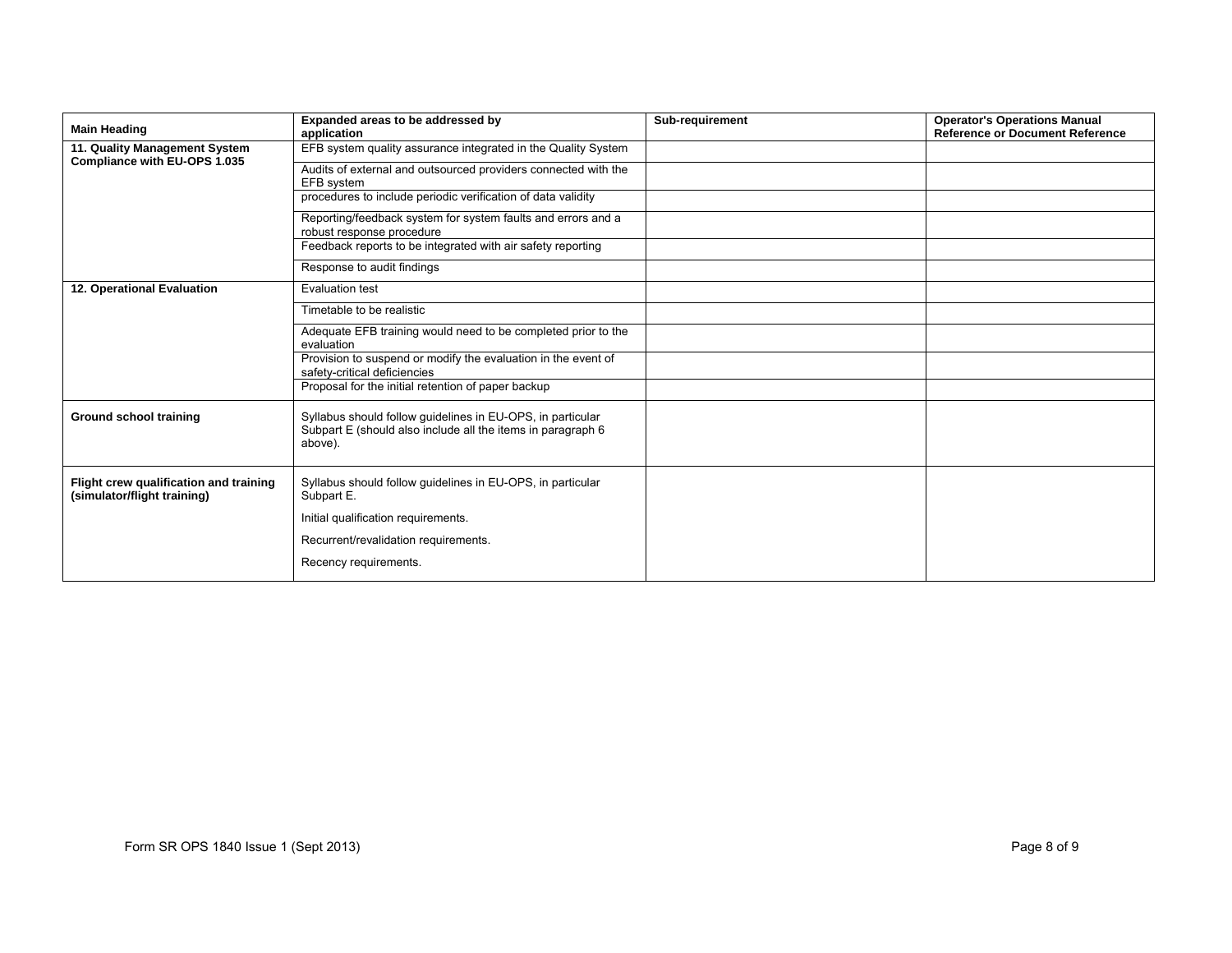| Main Heading | Expanded areas to be addressed by application | Sub-requirement | Operator's Operations Manual Reference or Document Reference |
|---|---|---|---|
| **11. Quality Management System Compliance with EU-OPS 1.035** | EFB system quality assurance integrated in the Quality System | | |
| | Audits of external and outsourced providers connected with the EFB system | | |
| | procedures to include periodic verification of data validity | | |
| | Reporting/feedback system for system faults and errors and a robust response procedure | | |
| | Feedback reports to be integrated with air safety reporting | | |
| | Response to audit findings | | |
| **12. Operational Evaluation** | Evaluation test | | |
| | Timetable to be realistic | | |
| | Adequate EFB training would need to be completed prior to the evaluation | | |
| | Provision to suspend or modify the evaluation in the event of safety-critical deficiencies | | |
| | Proposal for the initial retention of paper backup | | |
| **Ground school training** | Syllabus should follow guidelines in EU-OPS, in particular Subpart E (should also include all the items in paragraph 6 above). | | |
| **Flight crew qualification and training (simulator/flight training)** | Syllabus should follow guidelines in EU-OPS, in particular Subpart E.<br><br>Initial qualification requirements.<br><br>Recurrent/revalidation requirements.<br><br>Recency requirements. | | |

Form SR OPS 1840 Issue 1 (Sept 2013)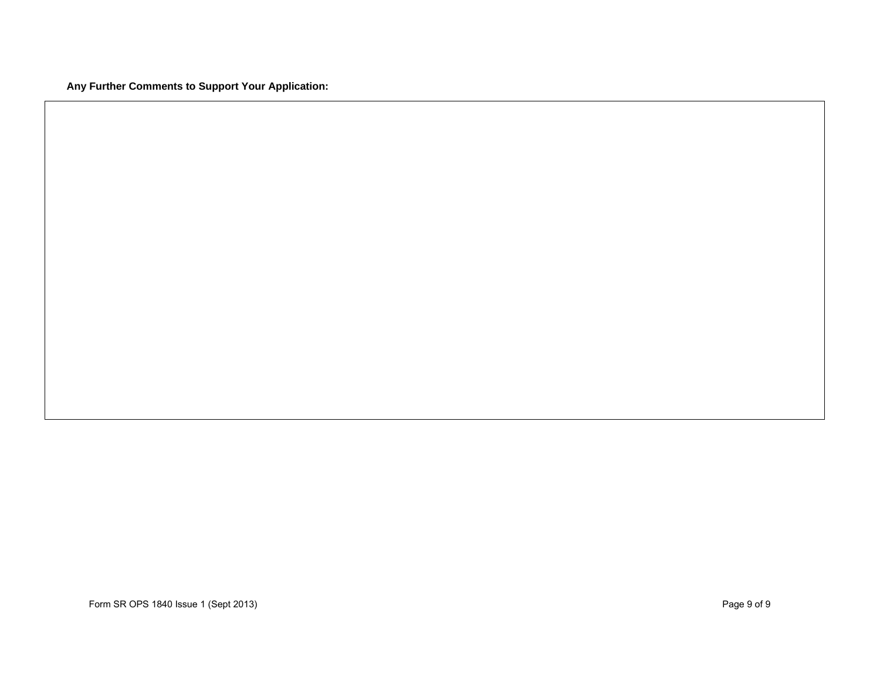**Any Further Comments to Support Your Application:**

| |
|---|
| |